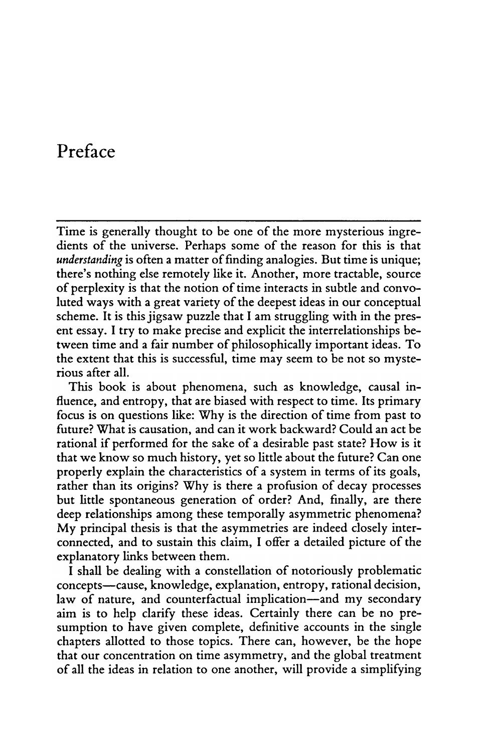# Preface

Time is generally thought to be one of the more mysterious ingredients of the universe. Perhaps some of the reason for this is that *understanding* is often a matter of finding analogies. But time is unique; there's nothing else remotely like it. Another, more tractable, source of perplexity is that the notion of time interacts in subtle and convoluted ways with a great variety of the deepest ideas in our conceptual scheme. It is this jigsaw puzzle that I am struggling with in the present essay. I try to make precise and explicit the interrelationships between time and a fair number of philosophically important ideas. To the extent that this is successful, time may seem to be not so mysterious after all.

This book is about phenomena, such as knowledge, causal influence, and entropy, that are biased with respect to time. Its primary focus is on questions like: Why is the direction of time from past to future? What is causation, and can it work backward? Could an act be rational if performed for the sake of a desirable past state? How is it that we know so much history, yet so little about the future? Can one properly explain the characteristics of a system in terms of its goals, rather than its origins? Why is there a profusion of decay processes but little spontaneous generation of order? And, finally, are there deep relationships among these temporally asymmetric phenomena? My principal thesis is that the asymmetries are indeed closely interconnected, and to sustain this claim, I offer a detailed picture of the explanatory links between them.

I shall be dealing with a constellation of notoriously problematic concepts—cause, knowledge, explanation, entropy, rational decision, law of nature, and counterfactual implication—and my secondary aim is to help clarify these ideas. Certainly there can be no presumption to have given complete, definitive accounts in the single chapters allotted to those topics. There can, however, be the hope that our concentration on time asymmetry, and the global treatment of all the ideas in relation to one another, will provide a simplifying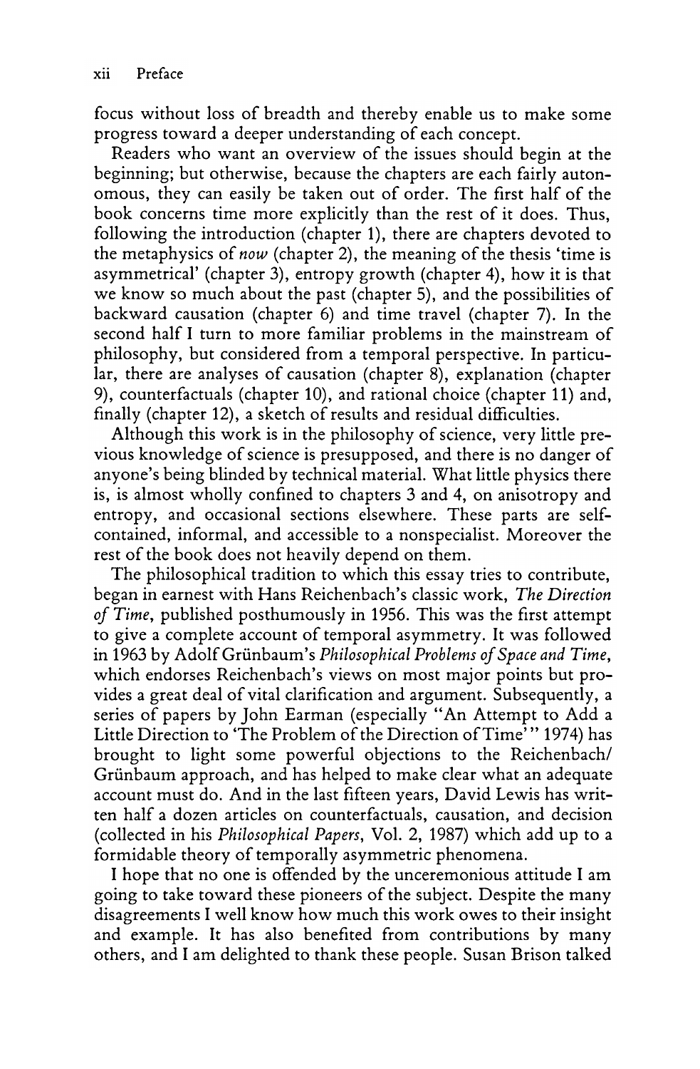focus without loss of breadth and thereby enable us to make some progress toward a deeper understanding of each concept.

Readers who want an overview of the issues should begin at the beginning; but otherwise, because the chapters are each fairly autonomous, they can easily be taken out of order. The first half of the book concerns time more explicitly than the rest of it does. Thus, following the introduction (chapter 1), there are chapters devoted to the metaphysics of *now* (chapter 2), the meaning of the thesis 'time is asymmetrical' (chapter 3), entropy growth (chapter 4), how it is that we know so much about the past (chapter 5), and the possibilities of backward causation (chapter 6) and time travel (chapter 7). In the second half I turn to more familiar problems in the mainstream of philosophy, but considered from a temporal perspective. In particular, there are analyses of causation (chapter 8), explanation (chapter 9), counterfactuals (chapter 10), and rational choice (chapter 11) and, finally (chapter 12), a sketch of results and residual difficulties.

Although this work is in the philosophy of science, very little previous knowledge of science is presupposed, and there is no danger of anyone's being blinded by technical material. What little physics there is, is almost wholly confined to chapters 3 and 4, on anisotropy and entropy, and occasional sections elsewhere. These parts are self-contained, informal, and accessible to a nonspecialist. Moreover the rest of the book does not heavily depend on them.

The philosophical tradition to which this essay tries to contribute, began in earnest with Hans Reichenbach's classic work, *The Direction of Time*, published posthumously in 1956. This was the first attempt to give a complete account of temporal asymmetry. It was followed in 1963 by Adolf Grünbaum's *Philosophical Problems of Space and Time*, which endorses Reichenbach's views on most major points but provides a great deal of vital clarification and argument. Subsequently, a series of papers by John Earman (especially "An Attempt to Add a Little Direction to 'The Problem of the Direction of Time'" 1974) has brought to light some powerful objections to the Reichenbach/Grünbaum approach, and has helped to make clear what an adequate account must do. And in the last fifteen years, David Lewis has written half a dozen articles on counterfactuals, causation, and decision (collected in his *Philosophical Papers*, Vol. 2, 1987) which add up to a formidable theory of temporally asymmetric phenomena.

I hope that no one is offended by the unceremonious attitude I am going to take toward these pioneers of the subject. Despite the many disagreements I well know how much this work owes to their insight and example. It has also benefited from contributions by many others, and I am delighted to thank these people. Susan Brison talked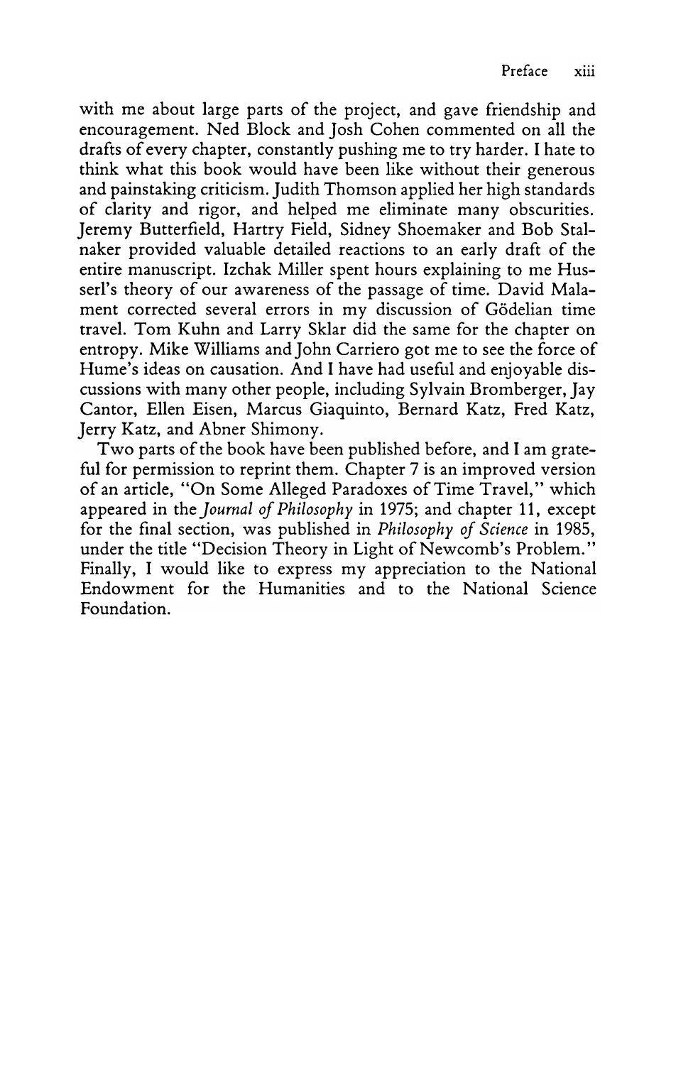with me about large parts of the project, and gave friendship and encouragement. Ned Block and Josh Cohen commented on all the drafts of every chapter, constantly pushing me to try harder. I hate to think what this book would have been like without their generous and painstaking criticism. Judith Thomson applied her high standards of clarity and rigor, and helped me eliminate many obscurities. Jeremy Butterfield, Hartry Field, Sidney Shoemaker and Bob Stalnaker provided valuable detailed reactions to an early draft of the entire manuscript. Izchak Miller spent hours explaining to me Husserl's theory of our awareness of the passage of time. David Malament corrected several errors in my discussion of Gödelian time travel. Tom Kuhn and Larry Sklar did the same for the chapter on entropy. Mike Williams and John Carriero got me to see the force of Hume's ideas on causation. And I have had useful and enjoyable discussions with many other people, including Sylvain Bromberger, Jay Cantor, Ellen Eisen, Marcus Giaquinto, Bernard Katz, Fred Katz, Jerry Katz, and Abner Shimony.

Two parts of the book have been published before, and I am grateful for permission to reprint them. Chapter 7 is an improved version of an article, "On Some Alleged Paradoxes of Time Travel," which appeared in the *Journal of Philosophy* in 1975; and chapter 11, except for the final section, was published in *Philosophy of Science* in 1985, under the title "Decision Theory in Light of Newcomb's Problem." Finally, I would like to express my appreciation to the National Endowment for the Humanities and to the National Science Foundation.